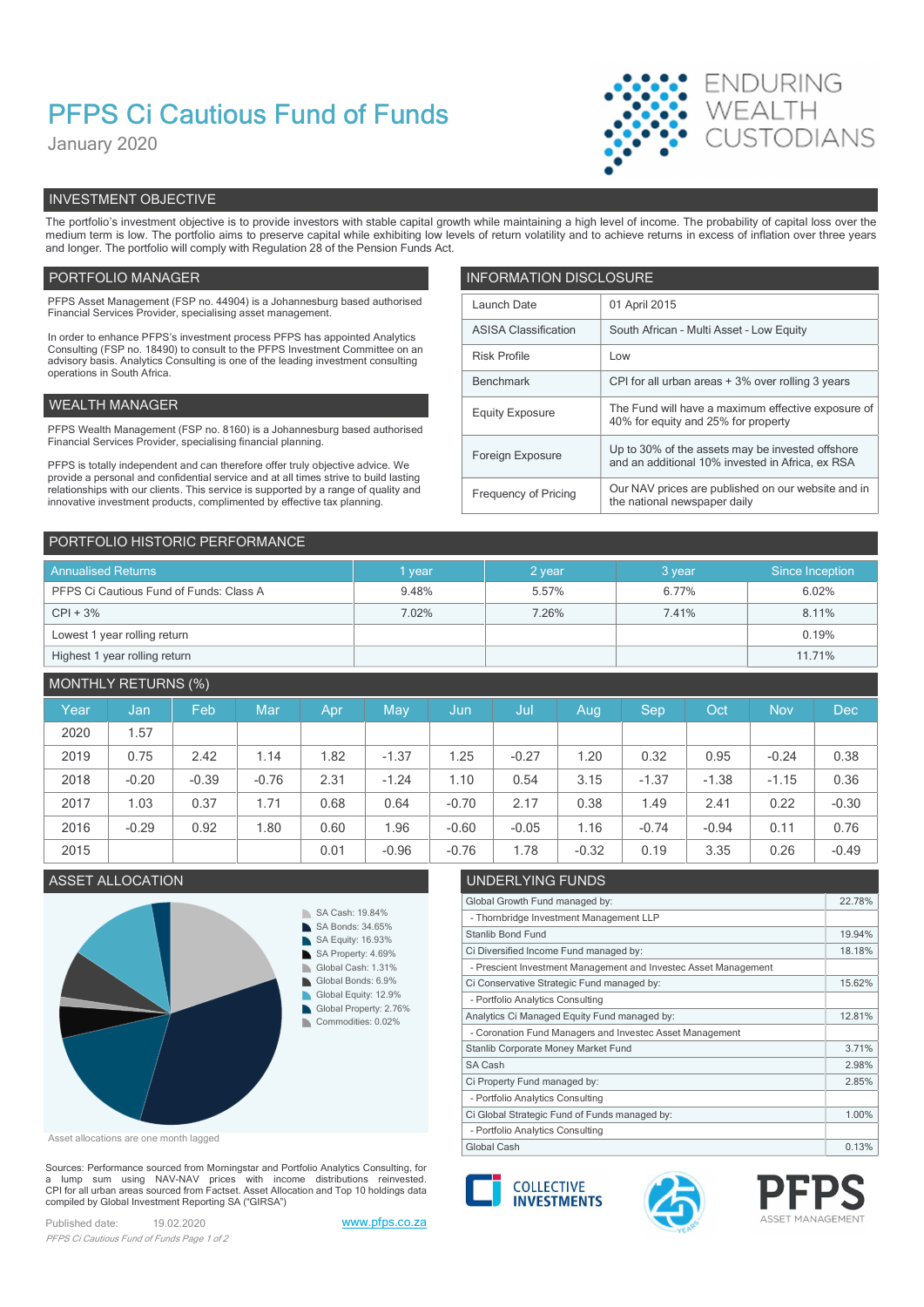# PFPS Ci Cautious Fund of Funds

January 2020

ENDURING WEALTH CUSTODIANS

## INVESTMENT OBJECTIVE

The portfolio's investment objective is to provide investors with stable capital growth while maintaining a high level of income. The probability of capital loss over the medium term is low. The portfolio aims to preserve capital while exhibiting low levels of return volatility and to achieve returns in excess of inflation over three years and longer. The portfolio will comply with Regulation 28 of the Pension Funds Act.

## PORTFOLIO MANAGER

PFPS Asset Management (FSP no. 44904) is a Johannesburg based authorised Financial Services Provider, specialising asset management.

In order to enhance PFPS's investment process PFPS has appointed Analytics Consulting (FSP no. 18490) to consult to the PFPS Investment Committee on an advisory basis. Analytics Consulting is one of the leading investment consulting operations in South Africa.

## WEALTH MANAGER

PFPS Wealth Management (FSP no. 8160) is a Johannesburg based authorised Financial Services Provider, specialising financial planning.

PFPS is totally independent and can therefore offer truly objective advice. We provide a personal and confidential service and at all times strive to build lasting relationships with our clients. This service is supported by a range of quality and innovative investment products, complimented by effective tax planning.

## INFORMATION DISCLOSURE

| | |
|---|---|
| Launch Date | 01 April 2015 |
| ASISA Classification | South African - Multi Asset - Low Equity |
| Risk Profile | Low |
| Benchmark | CPI for all urban areas + 3% over rolling 3 years |
| Equity Exposure | The Fund will have a maximum effective exposure of 40% for equity and 25% for property |
| Foreign Exposure | Up to 30% of the assets may be invested offshore and an additional 10% invested in Africa, ex RSA |
| Frequency of Pricing | Our NAV prices are published on our website and in the national newspaper daily |

## PORTFOLIO HISTORIC PERFORMANCE

| Annualised Returns | 1 year | 2 year | 3 year | Since Inception |
|---|---|---|---|---|
| PFPS Ci Cautious Fund of Funds: Class A | 9.48% | 5.57% | 6.77% | 6.02% |
| CPI + 3% | 7.02% | 7.26% | 7.41% | 8.11% |
| Lowest 1 year rolling return | | | | 0.19% |
| Highest 1 year rolling return | | | | 11.71% |

## MONTHLY RETURNS (%)

| Year | Jan | Feb | Mar | Apr | May | Jun | Jul | Aug | Sep | Oct | Nov | Dec |
|---|---|---|---|---|---|---|---|---|---|---|---|---|
| 2020 | 1.57 | | | | | | | | | | | |
| 2019 | 0.75 | 2.42 | 1.14 | 1.82 | -1.37 | 1.25 | -0.27 | 1.20 | 0.32 | 0.95 | -0.24 | 0.38 |
| 2018 | -0.20 | -0.39 | -0.76 | 2.31 | -1.24 | 1.10 | 0.54 | 3.15 | -1.37 | -1.38 | -1.15 | 0.36 |
| 2017 | 1.03 | 0.37 | 1.71 | 0.68 | 0.64 | -0.70 | 2.17 | 0.38 | 1.49 | 2.41 | 0.22 | -0.30 |
| 2016 | -0.29 | 0.92 | 1.80 | 0.60 | 1.96 | -0.60 | -0.05 | 1.16 | -0.74 | -0.94 | 0.11 | 0.76 |
| 2015 | | | | 0.01 | -0.96 | -0.76 | 1.78 | -0.32 | 0.19 | 3.35 | 0.26 | -0.49 |

## ASSET ALLOCATION

- SA Cash: 19.84%
- SA Bonds: 34.65%
- SA Equity: 16.93%
- SA Property: 4.69%
- Global Cash: 1.31%
- Global Bonds: 6.9%
- Global Equity: 12.9%
- Global Property: 2.76%
- Commodities: 0.02%

Asset allocations are one month lagged

## UNDERLYING FUNDS

| | |
|---|---|
| Global Growth Fund managed by: | 22.78% |
| - Thornbridge Investment Management LLP | |
| Stanlib Bond Fund | 19.94% |
| Ci Diversified Income Fund managed by: | 18.18% |
| - Prescient Investment Management and Investec Asset Management | |
| Ci Conservative Strategic Fund managed by: | 15.62% |
| - Portfolio Analytics Consulting | |
| Analytics Ci Managed Equity Fund managed by: | 12.81% |
| - Coronation Fund Managers and Investec Asset Management | |
| Stanlib Corporate Money Market Fund | 3.71% |
| SA Cash | 2.98% |
| Ci Property Fund managed by: | 2.85% |
| - Portfolio Analytics Consulting | |
| Ci Global Strategic Fund of Funds managed by: | 1.00% |
| - Portfolio Analytics Consulting | |
| Global Cash | 0.13% |

Sources: Performance sourced from Morningstar and Portfolio Analytics Consulting, for a lump sum using NAV-NAV prices with income distributions reinvested. CPI for all urban areas sourced from Factset. Asset Allocation and Top 10 holdings data compiled by Global Investment Reporting SA ("GIRSA")

Published date: 19.02.2020

www.pfps.co.za

CI COLLECTIVE INVESTMENTS

PFPS ASSET MANAGEMENT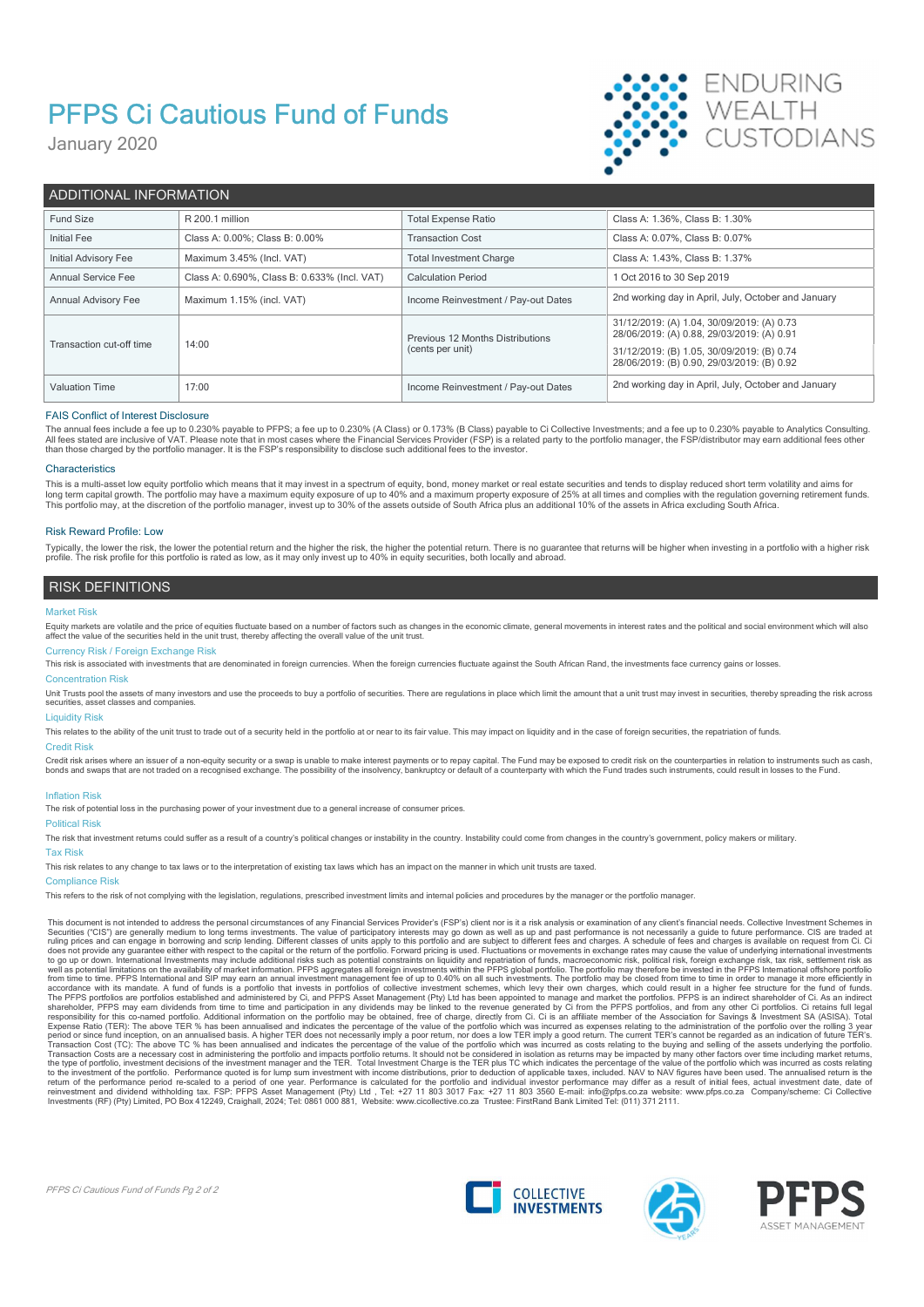# PFPS Ci Cautious Fund of Funds

January 2020

ENDURING WEALTH CUSTODIANS

## ADDITIONAL INFORMATION

| | | | |
|---|---|---|---|
| Fund Size | R 200.1 million | Total Expense Ratio | Class A: 1.36%, Class B: 1.30% |
| Initial Fee | Class A: 0.00%; Class B: 0.00% | Transaction Cost | Class A: 0.07%, Class B: 0.07% |
| Initial Advisory Fee | Maximum 3.45% (Incl. VAT) | Total Investment Charge | Class A: 1.43%, Class B: 1.37% |
| Annual Service Fee | Class A: 0.690%, Class B: 0.633% (Incl. VAT) | Calculation Period | 1 Oct 2016 to 30 Sep 2019 |
| Annual Advisory Fee | Maximum 1.15% (incl. VAT) | Income Reinvestment / Pay-out Dates | 2nd working day in April, July, October and January |
| Transaction cut-off time | 14:00 | Previous 12 Months Distributions (cents per unit) | 31/12/2019: (A) 1.04, 30/09/2019: (A) 0.73 28/06/2019: (A) 0.88, 29/03/2019: (A) 0.91 31/12/2019: (B) 1.05, 30/09/2019: (B) 0.74 28/06/2019: (B) 0.90, 29/03/2019: (B) 0.92 |
| Valuation Time | 17:00 | Income Reinvestment / Pay-out Dates | 2nd working day in April, July, October and January |

### FAIS Conflict of Interest Disclosure

The annual fees include a fee up to 0.230% payable to PFPS; a fee up to 0.230% (A Class) or 0.173% (B Class) payable to Ci Collective Investments; and a fee up to 0.230% payable to Analytics Consulting. All fees stated are inclusive of VAT. Please note that in most cases where the Financial Services Provider (FSP) is a related party to the portfolio manager, the FSP/distributor may earn additional fees other than those charged by the portfolio manager. It is the FSP's responsibility to disclose such additional fees to the investor.

### Characteristics

This is a multi-asset low equity portfolio which means that it may invest in a spectrum of equity, bond, money market or real estate securities and tends to display reduced short term volatility and aims for long term capital growth. The portfolio may have a maximum equity exposure of up to 40% and a maximum property exposure of 25% at all times and complies with the regulation governing retirement funds. This portfolio may, at the discretion of the portfolio manager, invest up to 30% of the assets outside of South Africa plus an additional 10% of the assets in Africa excluding South Africa.

### Risk Reward Profile: Low

Typically, the lower the risk, the lower the potential return and the higher the risk, the higher the potential return. There is no guarantee that returns will be higher when investing in a portfolio with a higher risk profile. The risk profile for this portfolio is rated as low, as it may only invest up to 40% in equity securities, both locally and abroad.

## RISK DEFINITIONS

### Market Risk

Equity markets are volatile and the price of equities fluctuate based on a number of factors such as changes in the economic climate, general movements in interest rates and the political and social environment which will also affect the value of the securities held in the unit trust, thereby affecting the overall value of the unit trust.

### Currency Risk / Foreign Exchange Risk

This risk is associated with investments that are denominated in foreign currencies. When the foreign currencies fluctuate against the South African Rand, the investments face currency gains or losses.

### Concentration Risk

Unit Trusts pool the assets of many investors and use the proceeds to buy a portfolio of securities. There are regulations in place which limit the amount that a unit trust may invest in securities, thereby spreading the risk across securities, asset classes and companies.

### Liquidity Risk

This relates to the ability of the unit trust to trade out of a security held in the portfolio at or near to its fair value. This may impact on liquidity and in the case of foreign securities, the repatriation of funds.

### Credit Risk

Credit risk arises where an issuer of a non-equity security or a swap is unable to make interest payments or to repay capital. The Fund may be exposed to credit risk on the counterparties in relation to instruments such as cash, bonds and swaps that are not traded on a recognised exchange. The possibility of the insolvency, bankruptcy or default of a counterparty with which the Fund trades such instruments, could result in losses to the Fund.

### Inflation Risk

The risk of potential loss in the purchasing power of your investment due to a general increase of consumer prices.

### Political Risk

The risk that investment returns could suffer as a result of a country's political changes or instability in the country. Instability could come from changes in the country's government, policy makers or military.

### Tax Risk

This risk relates to any change to tax laws or to the interpretation of existing tax laws which has an impact on the manner in which unit trusts are taxed.

### Compliance Risk

This refers to the risk of not complying with the legislation, regulations, prescribed investment limits and internal policies and procedures by the manager or the portfolio manager.

This document is not intended to address the personal circumstances of any Financial Services Provider's (FSP's) client nor is it a risk analysis or examination of any client's financial needs. Collective Investment Schemes in Securities ("CIS") are generally medium to long terms investments. The value of participatory interests may go down as well as up and past performance is not necessarily a guide to future performance. CIS are traded at ruling prices and can engage in borrowing and scrip lending. Different classes of units apply to this portfolio and are subject to different fees and charges. A schedule of fees and charges is available on request from Ci. Ci does not provide any guarantee either with respect to the capital or the return of the portfolio. Forward pricing is used. Fluctuations or movements in exchange rates may cause the value of underlying international investments to go up or down. International Investments may include additional risks such as potential constraints on liquidity and repatriation of funds, macroeconomic risk, political risk, foreign exchange risk, tax risk, settlement risk as well as potential limitations on the availability of market information. PFPS aggregates all foreign investments within the PFPS global portfolio. The portfolio may therefore be invested in the PFPS International offshore portfolio from time to time. PFPS International and SIP may earn an annual investment management fee of up to 0.40% on all such investments. The portfolio may be closed from time to time in order to manage it more efficiently in accordance with its mandate. A fund of funds is a portfolio that invests in portfolios of collective investment schemes, which levy their own charges, which could result in a higher fee structure for the fund of funds. The PFPS portfolios are portfolios established and administered by Ci, and PFPS Asset Management (Pty) Ltd has been appointed to manage and market the portfolios. PFPS is an indirect shareholder of Ci. As an indirect shareholder, PFPS may earn dividends from time to time and participation in any dividends may be linked to the revenue generated by Ci from the PFPS portfolios, and from any other Ci portfolios. Ci retains full legal responsibility for this co-named portfolio. Additional information on the portfolio may be obtained, free of charge, directly from Ci. Ci is an affiliate member of the Association for Savings & Investment SA (ASISA). Total Expense Ratio (TER): The above TER % has been annualised and indicates the percentage of the value of the portfolio which was incurred as expenses relating to the administration of the portfolio over the rolling 3 year period or since fund inception, on an annualised basis. A higher TER does not necessarily imply a poor return, nor does a low TER imply a good return. The current TER's cannot be regarded as an indication of future TER's. Transaction Cost (TC): The above TC % has been annualised and indicates the percentage of the value of the portfolio which was incurred as costs relating to the buying and selling of the assets underlying the portfolio. Transaction Costs are a necessary cost in administering the portfolio and impacts portfolio returns. It should not be considered in isolation as returns may be impacted by many other factors over time including market returns, the type of portfolio, investment decisions of the investment manager and the TER. Total Investment Charge is the TER plus TC which indicates the percentage of the value of the portfolio which was incurred as costs relating to the investment of the portfolio. Performance quoted is for lump sum investment with income distributions, prior to deduction of applicable taxes, included. NAV to NAV figures have been used. The annualised return is the return of the performance period re-scaled to a period of one year. Performance is calculated for the portfolio and individual investor performance may differ as a result of initial fees, actual investment date, date of reinvestment and dividend withholding tax. FSP: PFPS Asset Management (Pty) Ltd , Tel: +27 11 803 3017 Fax: +27 11 803 3560 E-mail: info@pfps.co.za website: www.pfps.co.za Company/scheme: Ci Collective Investments (RF) (Pty) Limited, PO Box 412249, Craighall, 2024; Tel: 0861 000 881, Website: www.cicollective.co.za Trustee: FirstRand Bank Limited Tel: (011) 371 2111.

COLLECTIVE INVESTMENTS

PFPS ASSET MANAGEMENT